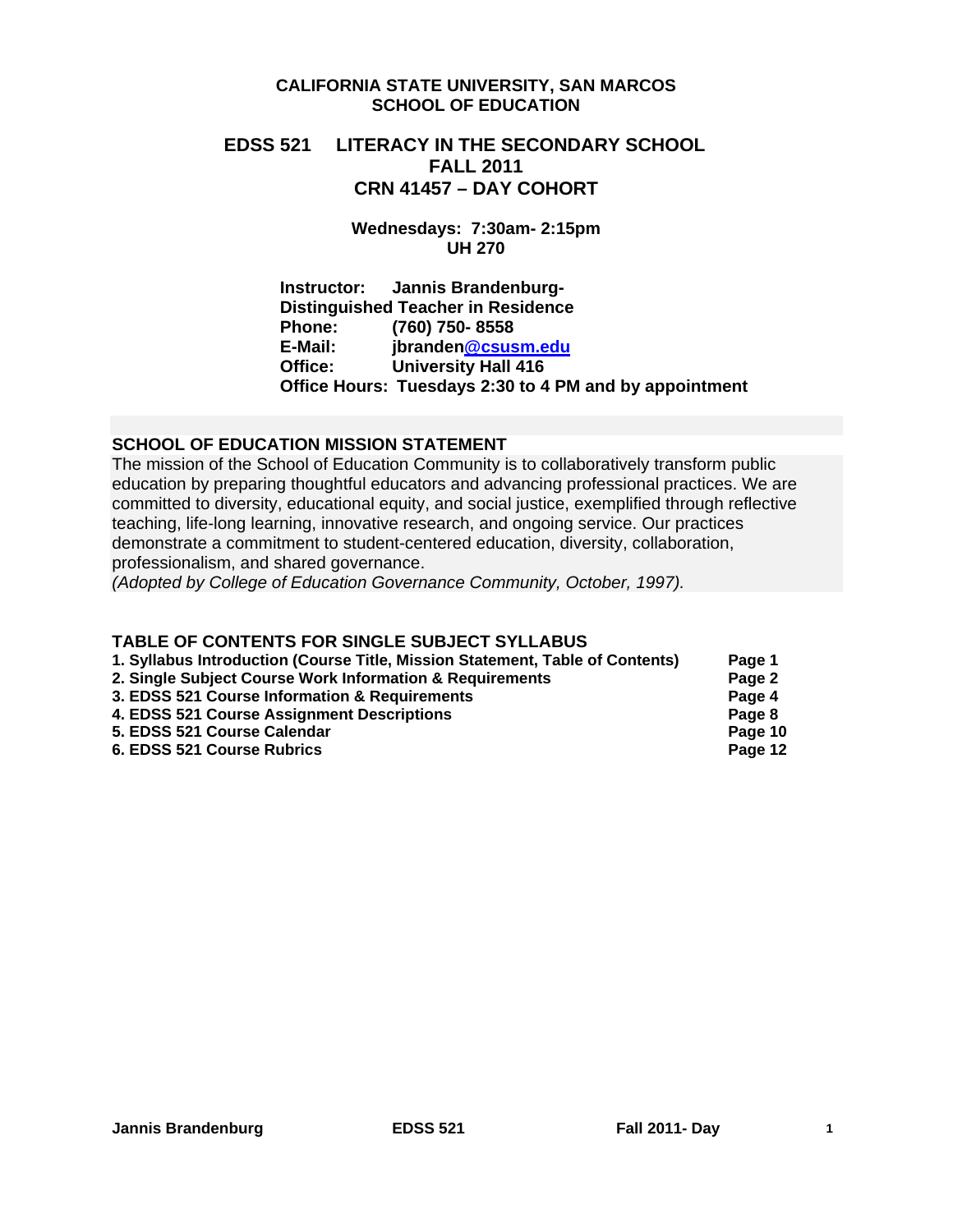**CALIFORNIA STATE UNIVERSITY, SAN MARCOS**
**SCHOOL OF EDUCATION**

# EDSS 521 LITERACY IN THE SECONDARY SCHOOL
## FALL 2011
## CRN 41457 – DAY COHORT

**Wednesdays: 7:30am- 2:15pm**
**UH 270**

**Instructor:** **Jannis Brandenburg-**
**Distinguished Teacher in Residence**
**Phone:** **(760) 750- 8558**
**E-Mail:** **jbranden@csusm.edu**
**Office:** **University Hall 416**
**Office Hours: Tuesdays 2:30 to 4 PM and by appointment**

## SCHOOL OF EDUCATION MISSION STATEMENT

The mission of the School of Education Community is to collaboratively transform public education by preparing thoughtful educators and advancing professional practices. We are committed to diversity, educational equity, and social justice, exemplified through reflective teaching, life-long learning, innovative research, and ongoing service. Our practices demonstrate a commitment to student-centered education, diversity, collaboration, professionalism, and shared governance.
*(Adopted by College of Education Governance Community, October, 1997).*

## TABLE OF CONTENTS FOR SINGLE SUBJECT SYLLABUS

| | |
|---|---|
| **1. Syllabus Introduction (Course Title, Mission Statement, Table of Contents)** | **Page 1** |
| **2. Single Subject Course Work Information & Requirements** | **Page 2** |
| **3. EDSS 521 Course Information & Requirements** | **Page 4** |
| **4. EDSS 521 Course Assignment Descriptions** | **Page 8** |
| **5. EDSS 521 Course Calendar** | **Page 10** |
| **6. EDSS 521 Course Rubrics** | **Page 12** |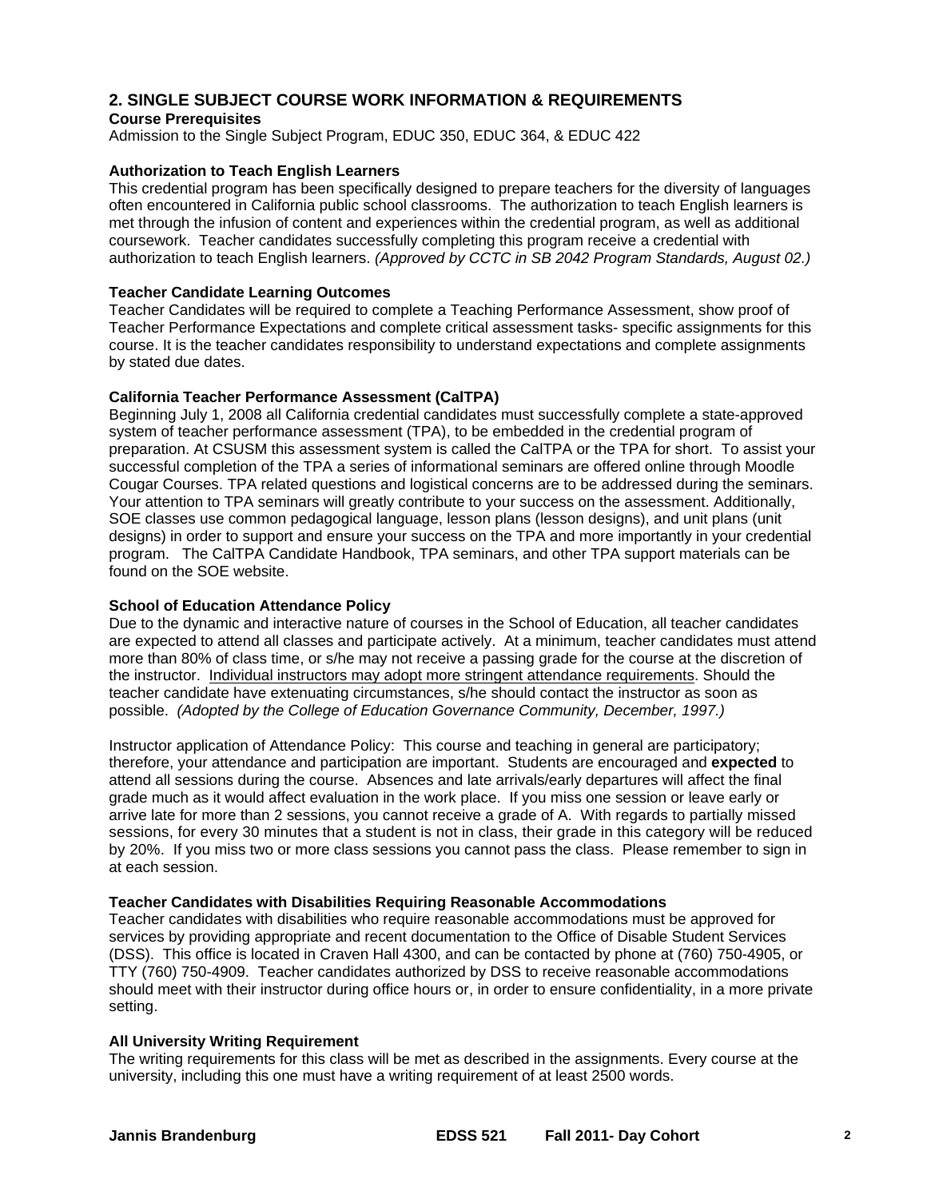## 2. SINGLE SUBJECT COURSE WORK INFORMATION & REQUIREMENTS

**Course Prerequisites**

Admission to the Single Subject Program, EDUC 350, EDUC 364, & EDUC 422

**Authorization to Teach English Learners**

This credential program has been specifically designed to prepare teachers for the diversity of languages often encountered in California public school classrooms. The authorization to teach English learners is met through the infusion of content and experiences within the credential program, as well as additional coursework. Teacher candidates successfully completing this program receive a credential with authorization to teach English learners. *(Approved by CCTC in SB 2042 Program Standards, August 02.)*

**Teacher Candidate Learning Outcomes**

Teacher Candidates will be required to complete a Teaching Performance Assessment, show proof of Teacher Performance Expectations and complete critical assessment tasks- specific assignments for this course. It is the teacher candidates responsibility to understand expectations and complete assignments by stated due dates.

**California Teacher Performance Assessment (CalTPA)**

Beginning July 1, 2008 all California credential candidates must successfully complete a state-approved system of teacher performance assessment (TPA), to be embedded in the credential program of preparation. At CSUSM this assessment system is called the CalTPA or the TPA for short. To assist your successful completion of the TPA a series of informational seminars are offered online through Moodle Cougar Courses. TPA related questions and logistical concerns are to be addressed during the seminars. Your attention to TPA seminars will greatly contribute to your success on the assessment. Additionally, SOE classes use common pedagogical language, lesson plans (lesson designs), and unit plans (unit designs) in order to support and ensure your success on the TPA and more importantly in your credential program. The CalTPA Candidate Handbook, TPA seminars, and other TPA support materials can be found on the SOE website.

**School of Education Attendance Policy**

Due to the dynamic and interactive nature of courses in the School of Education, all teacher candidates are expected to attend all classes and participate actively. At a minimum, teacher candidates must attend more than 80% of class time, or s/he may not receive a passing grade for the course at the discretion of the instructor. Individual instructors may adopt more stringent attendance requirements. Should the teacher candidate have extenuating circumstances, s/he should contact the instructor as soon as possible. *(Adopted by the College of Education Governance Community, December, 1997.)*

Instructor application of Attendance Policy: This course and teaching in general are participatory; therefore, your attendance and participation are important. Students are encouraged and **expected** to attend all sessions during the course. Absences and late arrivals/early departures will affect the final grade much as it would affect evaluation in the work place. If you miss one session or leave early or arrive late for more than 2 sessions, you cannot receive a grade of A. With regards to partially missed sessions, for every 30 minutes that a student is not in class, their grade in this category will be reduced by 20%. If you miss two or more class sessions you cannot pass the class. Please remember to sign in at each session.

**Teacher Candidates with Disabilities Requiring Reasonable Accommodations**

Teacher candidates with disabilities who require reasonable accommodations must be approved for services by providing appropriate and recent documentation to the Office of Disable Student Services (DSS). This office is located in Craven Hall 4300, and can be contacted by phone at (760) 750-4905, or TTY (760) 750-4909. Teacher candidates authorized by DSS to receive reasonable accommodations should meet with their instructor during office hours or, in order to ensure confidentiality, in a more private setting.

**All University Writing Requirement**

The writing requirements for this class will be met as described in the assignments. Every course at the university, including this one must have a writing requirement of at least 2500 words.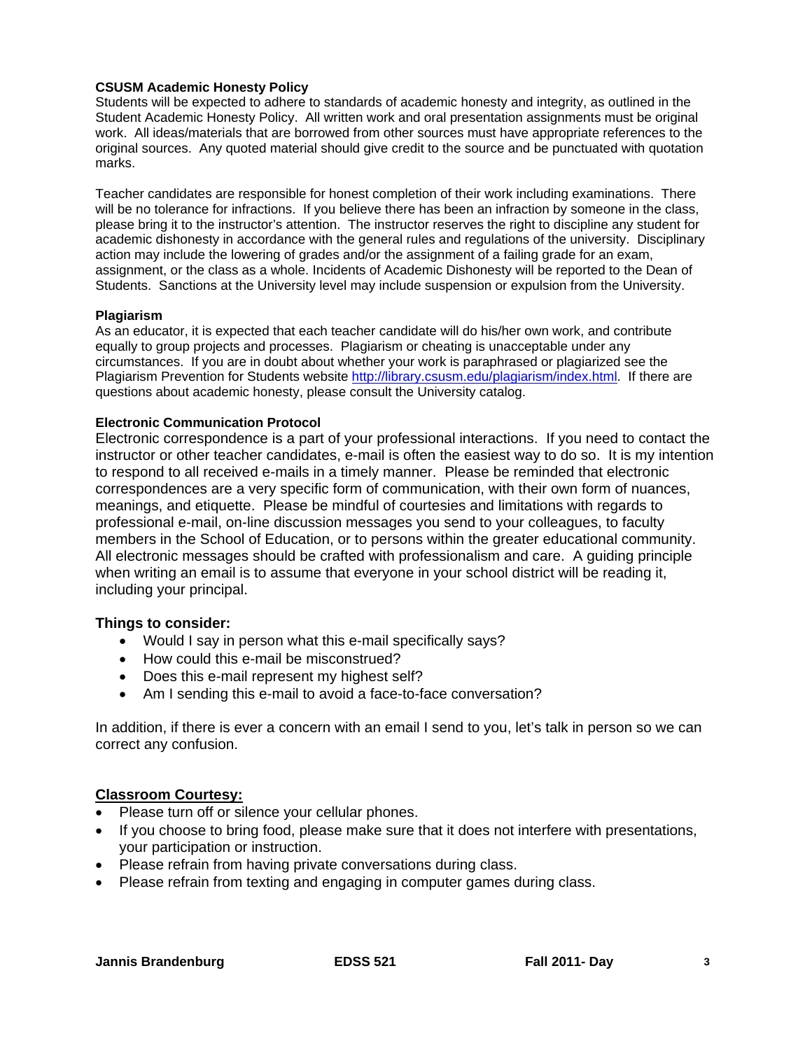**CSUSM Academic Honesty Policy**

Students will be expected to adhere to standards of academic honesty and integrity, as outlined in the Student Academic Honesty Policy. All written work and oral presentation assignments must be original work. All ideas/materials that are borrowed from other sources must have appropriate references to the original sources. Any quoted material should give credit to the source and be punctuated with quotation marks.

Teacher candidates are responsible for honest completion of their work including examinations. There will be no tolerance for infractions. If you believe there has been an infraction by someone in the class, please bring it to the instructor's attention. The instructor reserves the right to discipline any student for academic dishonesty in accordance with the general rules and regulations of the university. Disciplinary action may include the lowering of grades and/or the assignment of a failing grade for an exam, assignment, or the class as a whole. Incidents of Academic Dishonesty will be reported to the Dean of Students. Sanctions at the University level may include suspension or expulsion from the University.

**Plagiarism**

As an educator, it is expected that each teacher candidate will do his/her own work, and contribute equally to group projects and processes. Plagiarism or cheating is unacceptable under any circumstances. If you are in doubt about whether your work is paraphrased or plagiarized see the Plagiarism Prevention for Students website http://library.csusm.edu/plagiarism/index.html. If there are questions about academic honesty, please consult the University catalog.

**Electronic Communication Protocol**

Electronic correspondence is a part of your professional interactions. If you need to contact the instructor or other teacher candidates, e-mail is often the easiest way to do so. It is my intention to respond to all received e-mails in a timely manner. Please be reminded that electronic correspondences are a very specific form of communication, with their own form of nuances, meanings, and etiquette. Please be mindful of courtesies and limitations with regards to professional e-mail, on-line discussion messages you send to your colleagues, to faculty members in the School of Education, or to persons within the greater educational community. All electronic messages should be crafted with professionalism and care. A guiding principle when writing an email is to assume that everyone in your school district will be reading it, including your principal.

**Things to consider:**

- Would I say in person what this e-mail specifically says?
- How could this e-mail be misconstrued?
- Does this e-mail represent my highest self?
- Am I sending this e-mail to avoid a face-to-face conversation?

In addition, if there is ever a concern with an email I send to you, let's talk in person so we can correct any confusion.

**Classroom Courtesy:**

- Please turn off or silence your cellular phones.
- If you choose to bring food, please make sure that it does not interfere with presentations, your participation or instruction.
- Please refrain from having private conversations during class.
- Please refrain from texting and engaging in computer games during class.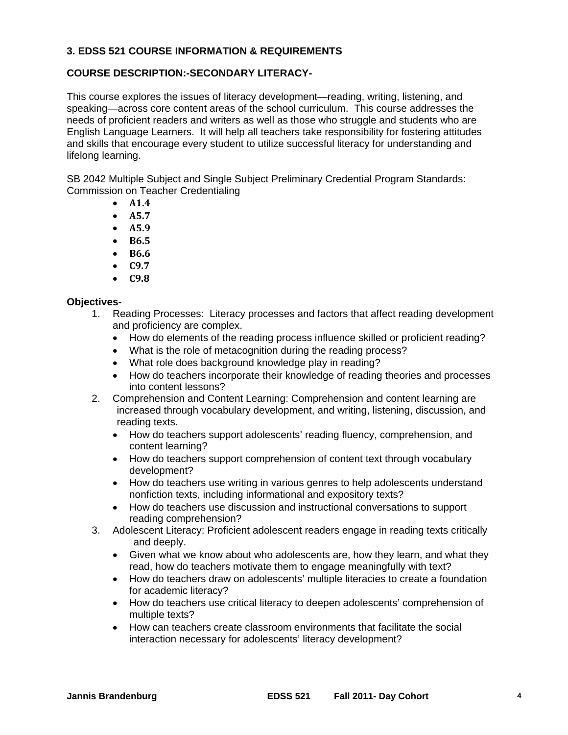### 3. EDSS 521 COURSE INFORMATION & REQUIREMENTS

### COURSE DESCRIPTION:-SECONDARY LITERACY-

This course explores the issues of literacy development—reading, writing, listening, and speaking—across core content areas of the school curriculum. This course addresses the needs of proficient readers and writers as well as those who struggle and students who are English Language Learners. It will help all teachers take responsibility for fostering attitudes and skills that encourage every student to utilize successful literacy for understanding and lifelong learning.

SB 2042 Multiple Subject and Single Subject Preliminary Credential Program Standards: Commission on Teacher Credentialing

- **A1.4**
- **A5.7**
- **A5.9**
- **B6.5**
- **B6.6**
- **C9.7**
- **C9.8**

**Objectives-**

1. Reading Processes: Literacy processes and factors that affect reading development and proficiency are complex.
   - How do elements of the reading process influence skilled or proficient reading?
   - What is the role of metacognition during the reading process?
   - What role does background knowledge play in reading?
   - How do teachers incorporate their knowledge of reading theories and processes into content lessons?
2. Comprehension and Content Learning: Comprehension and content learning are increased through vocabulary development, and writing, listening, discussion, and reading texts.
   - How do teachers support adolescents' reading fluency, comprehension, and content learning?
   - How do teachers support comprehension of content text through vocabulary development?
   - How do teachers use writing in various genres to help adolescents understand nonfiction texts, including informational and expository texts?
   - How do teachers use discussion and instructional conversations to support reading comprehension?
3. Adolescent Literacy: Proficient adolescent readers engage in reading texts critically and deeply.
   - Given what we know about who adolescents are, how they learn, and what they read, how do teachers motivate them to engage meaningfully with text?
   - How do teachers draw on adolescents' multiple literacies to create a foundation for academic literacy?
   - How do teachers use critical literacy to deepen adolescents' comprehension of multiple texts?
   - How can teachers create classroom environments that facilitate the social interaction necessary for adolescents' literacy development?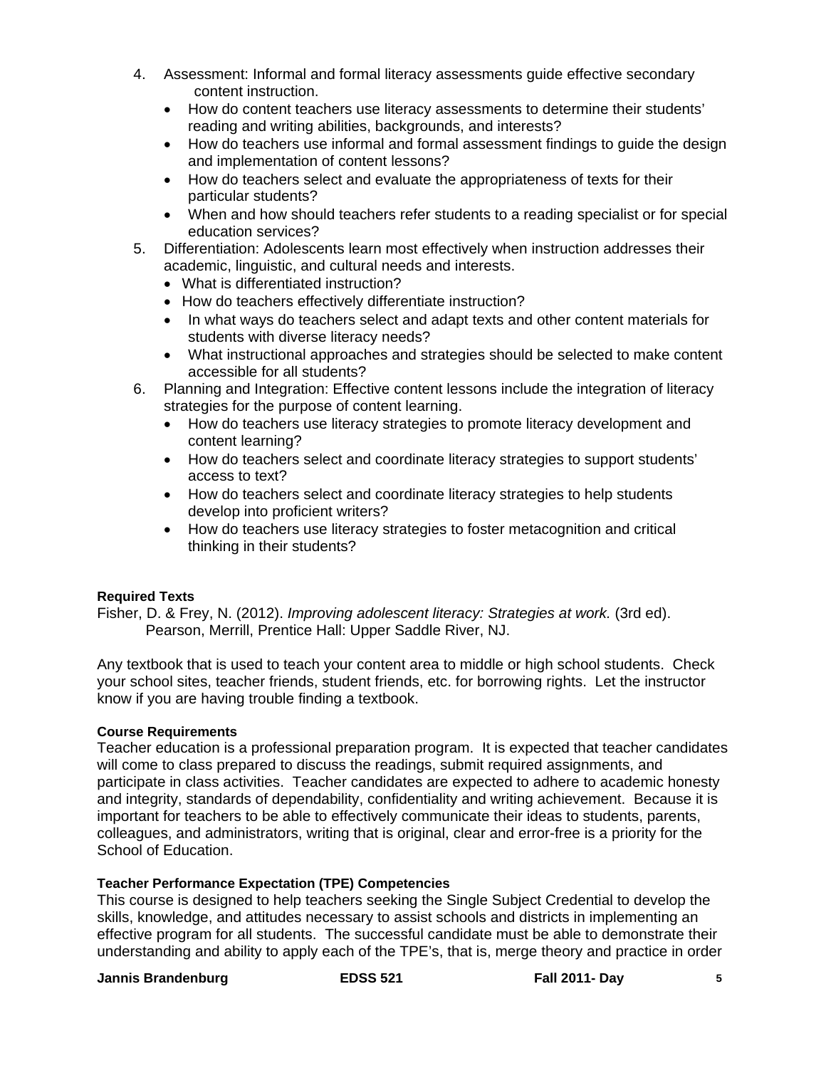4. Assessment: Informal and formal literacy assessments guide effective secondary content instruction.
   - How do content teachers use literacy assessments to determine their students' reading and writing abilities, backgrounds, and interests?
   - How do teachers use informal and formal assessment findings to guide the design and implementation of content lessons?
   - How do teachers select and evaluate the appropriateness of texts for their particular students?
   - When and how should teachers refer students to a reading specialist or for special education services?
5. Differentiation: Adolescents learn most effectively when instruction addresses their academic, linguistic, and cultural needs and interests.
   - What is differentiated instruction?
   - How do teachers effectively differentiate instruction?
   - In what ways do teachers select and adapt texts and other content materials for students with diverse literacy needs?
   - What instructional approaches and strategies should be selected to make content accessible for all students?
6. Planning and Integration: Effective content lessons include the integration of literacy strategies for the purpose of content learning.
   - How do teachers use literacy strategies to promote literacy development and content learning?
   - How do teachers select and coordinate literacy strategies to support students' access to text?
   - How do teachers select and coordinate literacy strategies to help students develop into proficient writers?
   - How do teachers use literacy strategies to foster metacognition and critical thinking in their students?

**Required Texts**

Fisher, D. & Frey, N. (2012). *Improving adolescent literacy: Strategies at work.* (3rd ed). Pearson, Merrill, Prentice Hall: Upper Saddle River, NJ.

Any textbook that is used to teach your content area to middle or high school students. Check your school sites, teacher friends, student friends, etc. for borrowing rights. Let the instructor know if you are having trouble finding a textbook.

**Course Requirements**

Teacher education is a professional preparation program. It is expected that teacher candidates will come to class prepared to discuss the readings, submit required assignments, and participate in class activities. Teacher candidates are expected to adhere to academic honesty and integrity, standards of dependability, confidentiality and writing achievement. Because it is important for teachers to be able to effectively communicate their ideas to students, parents, colleagues, and administrators, writing that is original, clear and error-free is a priority for the School of Education.

**Teacher Performance Expectation (TPE) Competencies**

This course is designed to help teachers seeking the Single Subject Credential to develop the skills, knowledge, and attitudes necessary to assist schools and districts in implementing an effective program for all students. The successful candidate must be able to demonstrate their understanding and ability to apply each of the TPE's, that is, merge theory and practice in order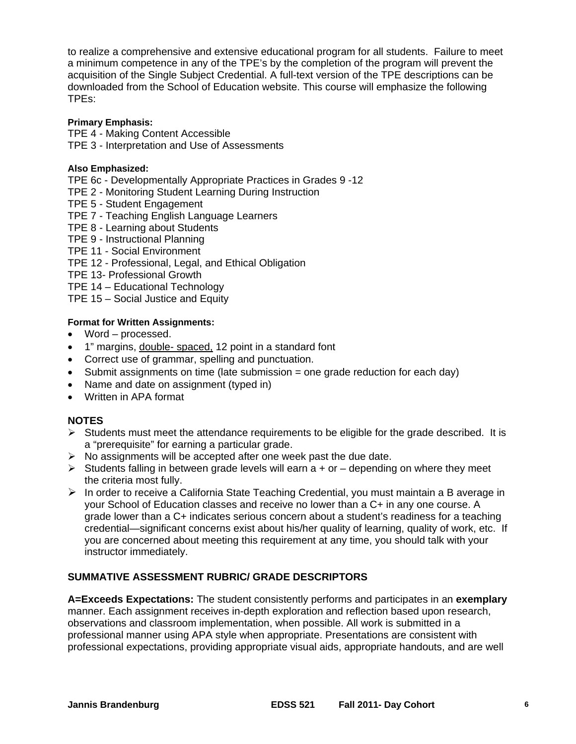to realize a comprehensive and extensive educational program for all students. Failure to meet a minimum competence in any of the TPE's by the completion of the program will prevent the acquisition of the Single Subject Credential. A full-text version of the TPE descriptions can be downloaded from the School of Education website. This course will emphasize the following TPEs:

**Primary Emphasis:**

TPE 4 - Making Content Accessible
TPE 3 - Interpretation and Use of Assessments

**Also Emphasized:**

TPE 6c - Developmentally Appropriate Practices in Grades 9 -12
TPE 2 - Monitoring Student Learning During Instruction
TPE 5 - Student Engagement
TPE 7 - Teaching English Language Learners
TPE 8 - Learning about Students
TPE 9 - Instructional Planning
TPE 11 - Social Environment
TPE 12 - Professional, Legal, and Ethical Obligation
TPE 13- Professional Growth
TPE 14 – Educational Technology
TPE 15 – Social Justice and Equity

**Format for Written Assignments:**

- Word – processed.
- 1" margins, double- spaced, 12 point in a standard font
- Correct use of grammar, spelling and punctuation.
- Submit assignments on time (late submission = one grade reduction for each day)
- Name and date on assignment (typed in)
- Written in APA format

## NOTES

- Students must meet the attendance requirements to be eligible for the grade described. It is a "prerequisite" for earning a particular grade.
- No assignments will be accepted after one week past the due date.
- Students falling in between grade levels will earn a + or – depending on where they meet the criteria most fully.
- In order to receive a California State Teaching Credential, you must maintain a B average in your School of Education classes and receive no lower than a C+ in any one course. A grade lower than a C+ indicates serious concern about a student's readiness for a teaching credential—significant concerns exist about his/her quality of learning, quality of work, etc. If you are concerned about meeting this requirement at any time, you should talk with your instructor immediately.

## SUMMATIVE ASSESSMENT RUBRIC/ GRADE DESCRIPTORS

**A=Exceeds Expectations:** The student consistently performs and participates in an **exemplary** manner. Each assignment receives in-depth exploration and reflection based upon research, observations and classroom implementation, when possible. All work is submitted in a professional manner using APA style when appropriate. Presentations are consistent with professional expectations, providing appropriate visual aids, appropriate handouts, and are well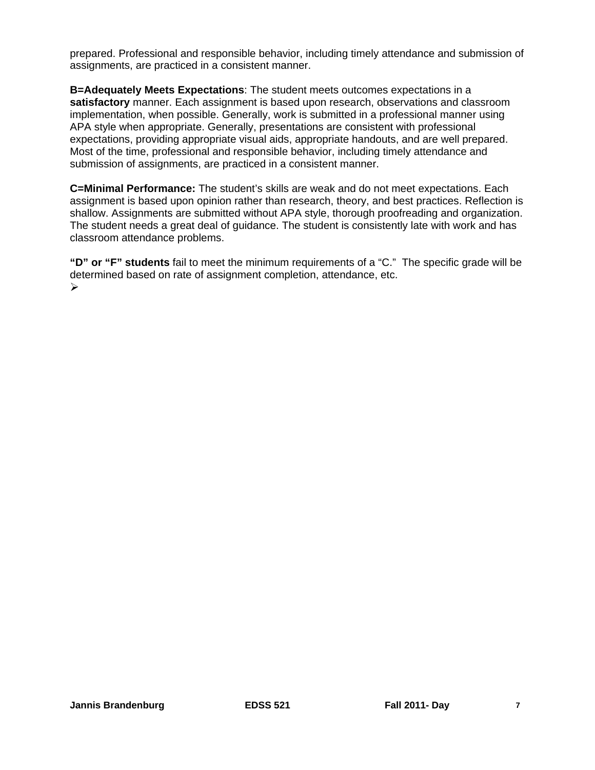prepared. Professional and responsible behavior, including timely attendance and submission of assignments, are practiced in a consistent manner.

**B=Adequately Meets Expectations**: The student meets outcomes expectations in a **satisfactory** manner. Each assignment is based upon research, observations and classroom implementation, when possible. Generally, work is submitted in a professional manner using APA style when appropriate. Generally, presentations are consistent with professional expectations, providing appropriate visual aids, appropriate handouts, and are well prepared. Most of the time, professional and responsible behavior, including timely attendance and submission of assignments, are practiced in a consistent manner.

**C=Minimal Performance:** The student's skills are weak and do not meet expectations. Each assignment is based upon opinion rather than research, theory, and best practices. Reflection is shallow. Assignments are submitted without APA style, thorough proofreading and organization. The student needs a great deal of guidance. The student is consistently late with work and has classroom attendance problems.

**"D" or "F" students** fail to meet the minimum requirements of a "C." The specific grade will be determined based on rate of assignment completion, attendance, etc.

➢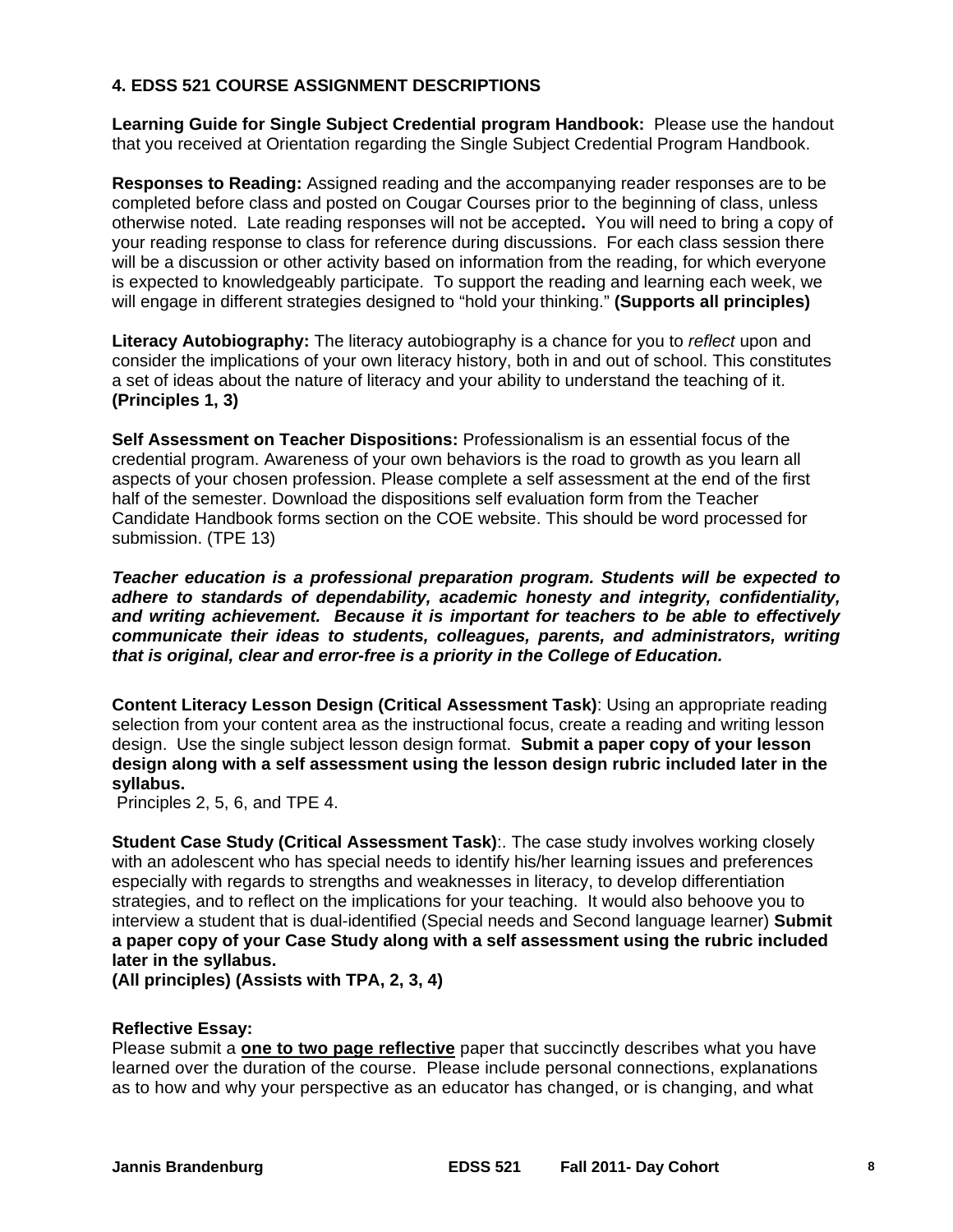## 4. EDSS 521 COURSE ASSIGNMENT DESCRIPTIONS

**Learning Guide for Single Subject Credential program Handbook:** Please use the handout that you received at Orientation regarding the Single Subject Credential Program Handbook.

**Responses to Reading:** Assigned reading and the accompanying reader responses are to be completed before class and posted on Cougar Courses prior to the beginning of class, unless otherwise noted. Late reading responses will not be accepted**.** You will need to bring a copy of your reading response to class for reference during discussions. For each class session there will be a discussion or other activity based on information from the reading, for which everyone is expected to knowledgeably participate. To support the reading and learning each week, we will engage in different strategies designed to "hold your thinking." **(Supports all principles)**

**Literacy Autobiography:** The literacy autobiography is a chance for you to *reflect* upon and consider the implications of your own literacy history, both in and out of school. This constitutes a set of ideas about the nature of literacy and your ability to understand the teaching of it. **(Principles 1, 3)**

**Self Assessment on Teacher Dispositions:** Professionalism is an essential focus of the credential program. Awareness of your own behaviors is the road to growth as you learn all aspects of your chosen profession. Please complete a self assessment at the end of the first half of the semester. Download the dispositions self evaluation form from the Teacher Candidate Handbook forms section on the COE website. This should be word processed for submission. (TPE 13)

***Teacher education is a professional preparation program. Students will be expected to adhere to standards of dependability, academic honesty and integrity, confidentiality, and writing achievement. Because it is important for teachers to be able to effectively communicate their ideas to students, colleagues, parents, and administrators, writing that is original, clear and error-free is a priority in the College of Education.***

**Content Literacy Lesson Design (Critical Assessment Task)**: Using an appropriate reading selection from your content area as the instructional focus, create a reading and writing lesson design. Use the single subject lesson design format. **Submit a paper copy of your lesson design along with a self assessment using the lesson design rubric included later in the syllabus.**
Principles 2, 5, 6, and TPE 4.

**Student Case Study (Critical Assessment Task)**:. The case study involves working closely with an adolescent who has special needs to identify his/her learning issues and preferences especially with regards to strengths and weaknesses in literacy, to develop differentiation strategies, and to reflect on the implications for your teaching. It would also behoove you to interview a student that is dual-identified (Special needs and Second language learner) **Submit a paper copy of your Case Study along with a self assessment using the rubric included later in the syllabus.**
**(All principles) (Assists with TPA, 2, 3, 4)**

**Reflective Essay:**
Please submit a **one to two page reflective** paper that succinctly describes what you have learned over the duration of the course. Please include personal connections, explanations as to how and why your perspective as an educator has changed, or is changing, and what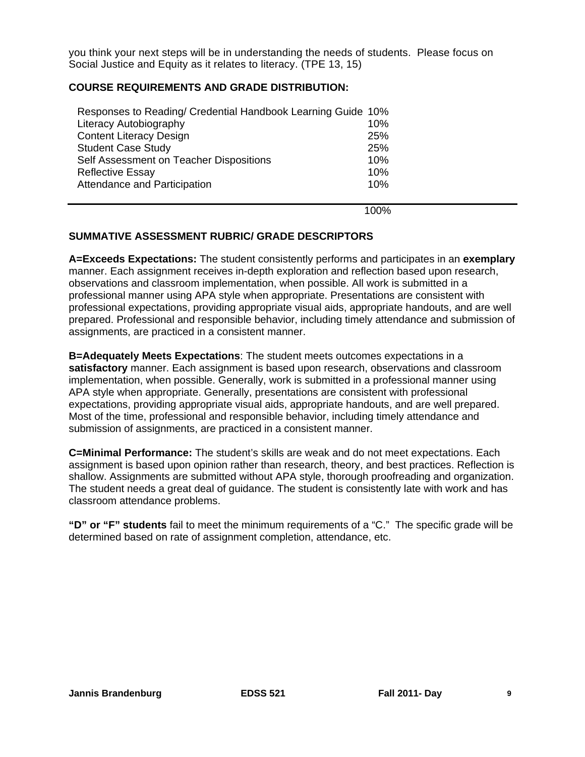you think your next steps will be in understanding the needs of students. Please focus on Social Justice and Equity as it relates to literacy. (TPE 13, 15)

### COURSE REQUIREMENTS AND GRADE DISTRIBUTION:

| | |
|---|---|
| Responses to Reading/ Credential Handbook Learning Guide | 10% |
| Literacy Autobiography | 10% |
| Content Literacy Design | 25% |
| Student Case Study | 25% |
| Self Assessment on Teacher Dispositions | 10% |
| Reflective Essay | 10% |
| Attendance and Participation | 10% |
| | 100% |

### SUMMATIVE ASSESSMENT RUBRIC/ GRADE DESCRIPTORS

**A=Exceeds Expectations:** The student consistently performs and participates in an **exemplary** manner. Each assignment receives in-depth exploration and reflection based upon research, observations and classroom implementation, when possible. All work is submitted in a professional manner using APA style when appropriate. Presentations are consistent with professional expectations, providing appropriate visual aids, appropriate handouts, and are well prepared. Professional and responsible behavior, including timely attendance and submission of assignments, are practiced in a consistent manner.

**B=Adequately Meets Expectations**: The student meets outcomes expectations in a **satisfactory** manner. Each assignment is based upon research, observations and classroom implementation, when possible. Generally, work is submitted in a professional manner using APA style when appropriate. Generally, presentations are consistent with professional expectations, providing appropriate visual aids, appropriate handouts, and are well prepared. Most of the time, professional and responsible behavior, including timely attendance and submission of assignments, are practiced in a consistent manner.

**C=Minimal Performance:** The student's skills are weak and do not meet expectations. Each assignment is based upon opinion rather than research, theory, and best practices. Reflection is shallow. Assignments are submitted without APA style, thorough proofreading and organization. The student needs a great deal of guidance. The student is consistently late with work and has classroom attendance problems.

**"D" or "F" students** fail to meet the minimum requirements of a "C." The specific grade will be determined based on rate of assignment completion, attendance, etc.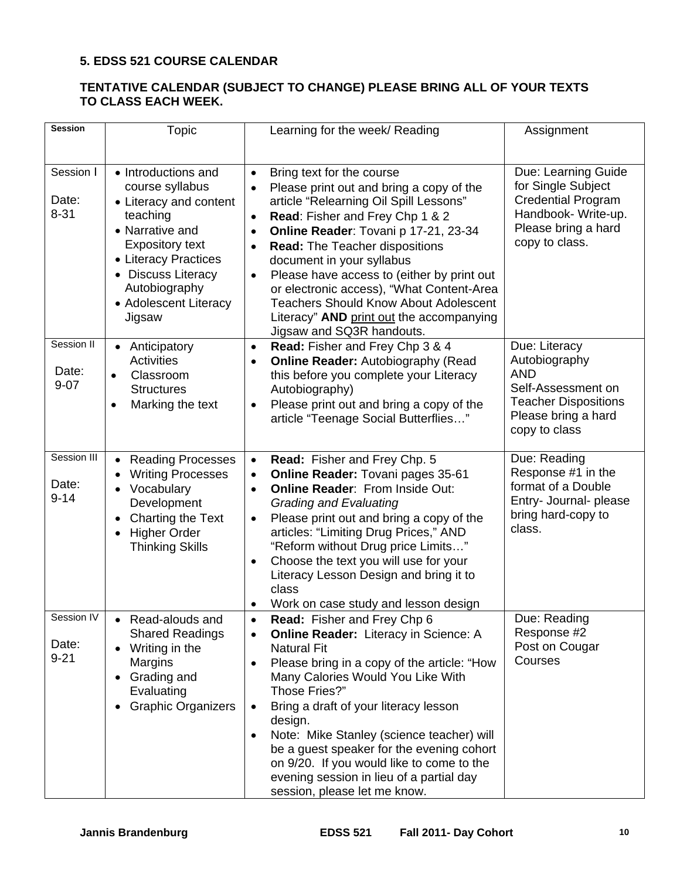**5. EDSS 521 COURSE CALENDAR**

**TENTATIVE CALENDAR (SUBJECT TO CHANGE) PLEASE BRING ALL OF YOUR TEXTS TO CLASS EACH WEEK.**

| **Session** | Topic | Learning for the week/ Reading | Assignment |
|---|---|---|---|
| Session I<br>Date: 8-31 | • Introductions and course syllabus<br>• Literacy and content teaching<br>• Narrative and Expository text<br>• Literacy Practices<br>• Discuss Literacy Autobiography<br>• Adolescent Literacy Jigsaw | • Bring text for the course<br>• Please print out and bring a copy of the article "Relearning Oil Spill Lessons"<br>• **Read**: Fisher and Frey Chp 1 & 2<br>• **Online Reader**: Tovani p 17-21, 23-34<br>• **Read:** The Teacher dispositions document in your syllabus<br>• Please have access to (either by print out or electronic access), "What Content-Area Teachers Should Know About Adolescent Literacy" **AND** <u>print out</u> the accompanying Jigsaw and SQ3R handouts. | Due: Learning Guide for Single Subject Credential Program Handbook- Write-up. Please bring a hard copy to class. |
| Session II<br>Date: 9-07 | • Anticipatory Activities<br>• Classroom Structures<br>• Marking the text | • **Read:** Fisher and Frey Chp 3 & 4<br>• **Online Reader:** Autobiography (Read this before you complete your Literacy Autobiography)<br>• Please print out and bring a copy of the article "Teenage Social Butterflies…" | Due: Literacy Autobiography **AND** Self-Assessment on Teacher Dispositions Please bring a hard copy to class |
| Session III<br>Date: 9-14 | • Reading Processes<br>• Writing Processes<br>• Vocabulary Development<br>• Charting the Text<br>• Higher Order Thinking Skills | • **Read:** Fisher and Frey Chp. 5<br>• **Online Reader:** Tovani pages 35-61<br>• **Online Reader**: From Inside Out: *Grading and Evaluating*<br>• Please print out and bring a copy of the articles: "Limiting Drug Prices," AND "Reform without Drug price Limits…"<br>• Choose the text you will use for your Literacy Lesson Design and bring it to class<br>• Work on case study and lesson design | Due: Reading Response #1 in the format of a Double Entry- Journal- please bring hard-copy to class. |
| Session IV<br>Date: 9-21 | • Read-alouds and Shared Readings<br>• Writing in the Margins<br>• Grading and Evaluating<br>• Graphic Organizers | • **Read:** Fisher and Frey Chp 6<br>• **Online Reader:** Literacy in Science: A Natural Fit<br>• Please bring in a copy of the article: "How Many Calories Would You Like With Those Fries?"<br>• Bring a draft of your literacy lesson design.<br>• Note: Mike Stanley (science teacher) will be a guest speaker for the evening cohort on 9/20. If you would like to come to the evening session in lieu of a partial day session, please let me know. | Due: Reading Response #2 Post on Cougar Courses |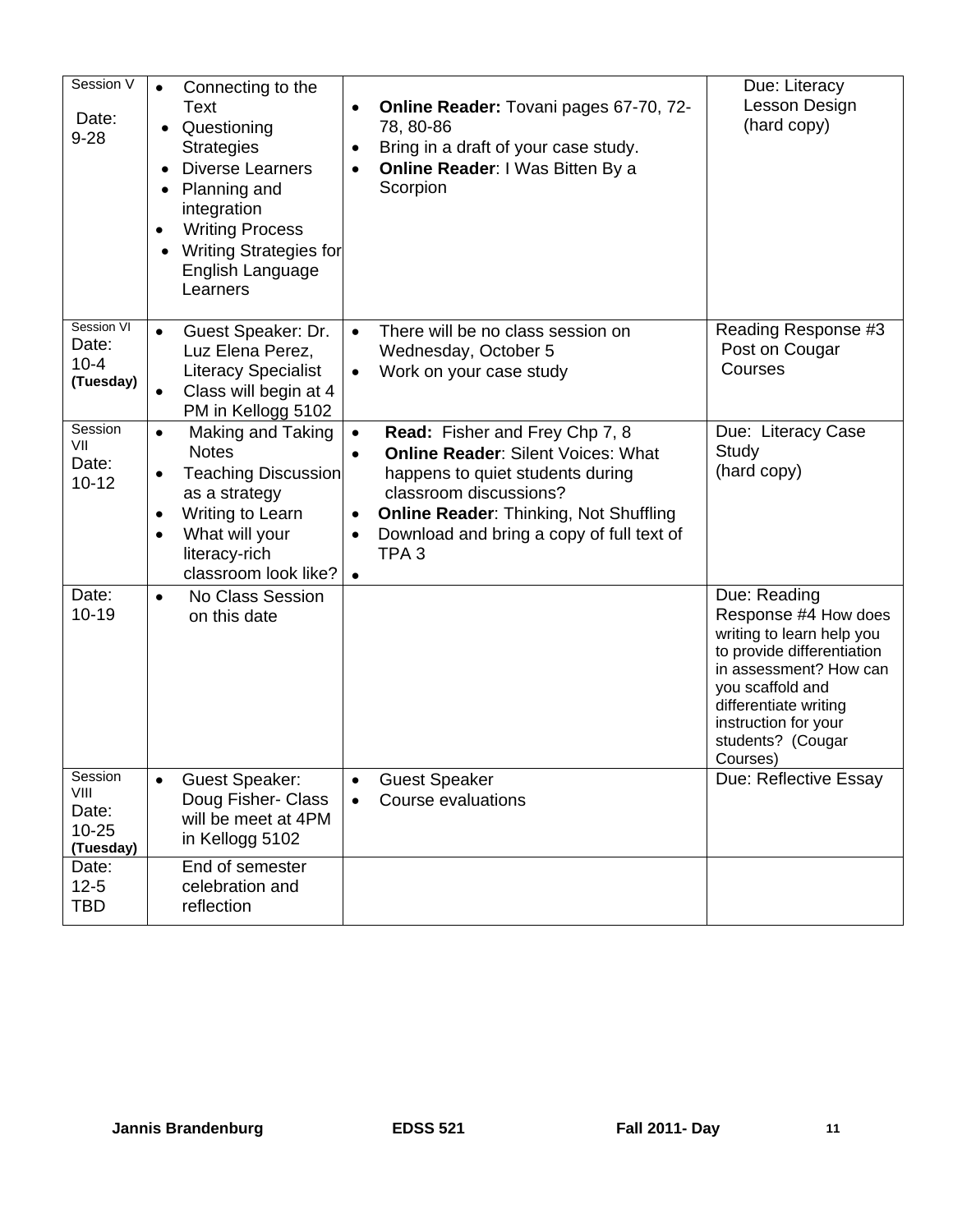| Session V<br>Date: 9-28 | • Connecting to the Text<br>• Questioning Strategies<br>• Diverse Learners<br>• Planning and integration<br>• Writing Process<br>• Writing Strategies for English Language Learners | • **Online Reader:** Tovani pages 67-70, 72-78, 80-86<br>• Bring in a draft of your case study.<br>• **Online Reader**: I Was Bitten By a Scorpion | Due: Literacy Lesson Design (hard copy) |
|---|---|---|---|
| Session VI<br>Date: 10-4<br>**(Tuesday)** | • Guest Speaker: Dr. Luz Elena Perez, Literacy Specialist<br>• Class will begin at 4 PM in Kellogg 5102 | • There will be no class session on Wednesday, October 5<br>• Work on your case study | Reading Response #3 Post on Cougar Courses |
| Session VII<br>Date: 10-12 | • Making and Taking Notes<br>• Teaching Discussion as a strategy<br>• Writing to Learn<br>• What will your literacy-rich classroom look like? | • **Read:** Fisher and Frey Chp 7, 8<br>• **Online Reader**: Silent Voices: What happens to quiet students during classroom discussions?<br>• **Online Reader**: Thinking, Not Shuffling<br>• Download and bring a copy of full text of TPA 3<br>• | Due: Literacy Case Study (hard copy) |
| Date: 10-19 | • No Class Session on this date | | Due: Reading Response #4 How does writing to learn help you to provide differentiation in assessment? How can you scaffold and differentiate writing instruction for your students? (Cougar Courses) |
| Session VIII<br>Date: 10-25<br>**(Tuesday)** | • Guest Speaker: Doug Fisher- Class will be meet at 4PM in Kellogg 5102 | • Guest Speaker<br>• Course evaluations | Due: Reflective Essay |
| Date: 12-5 TBD | End of semester celebration and reflection | | |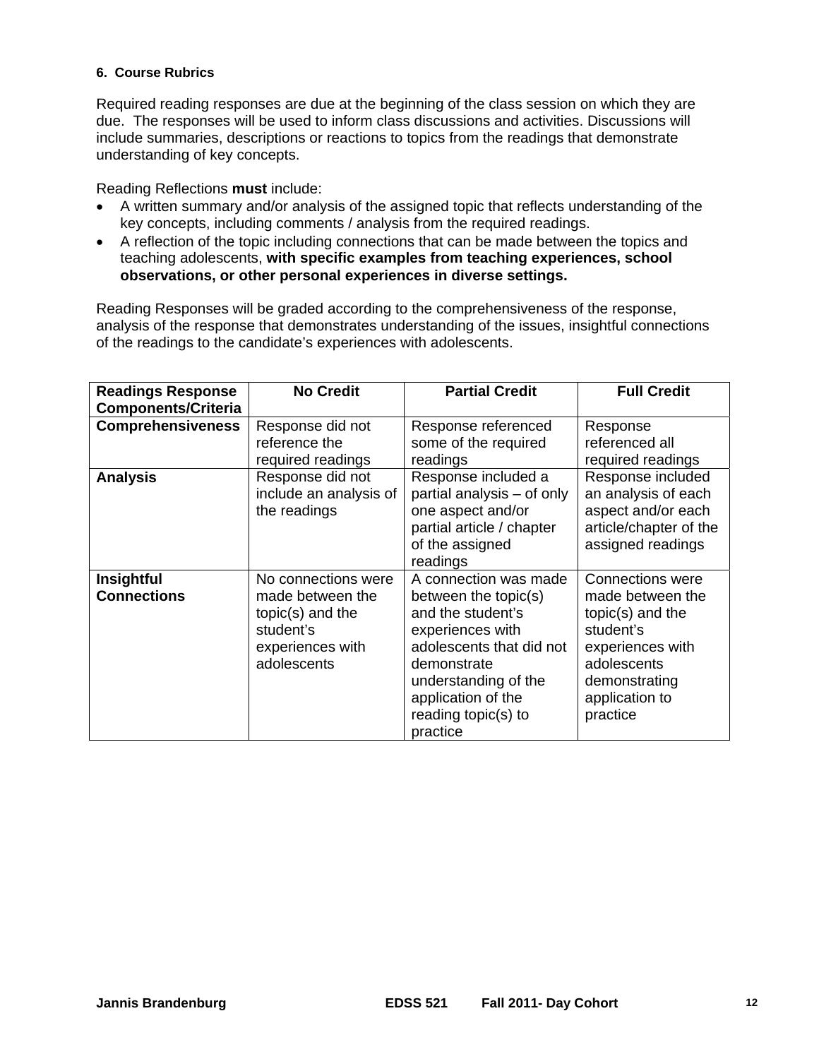### 6. Course Rubrics

Required reading responses are due at the beginning of the class session on which they are due. The responses will be used to inform class discussions and activities. Discussions will include summaries, descriptions or reactions to topics from the readings that demonstrate understanding of key concepts.

Reading Reflections **must** include:

- A written summary and/or analysis of the assigned topic that reflects understanding of the key concepts, including comments / analysis from the required readings.
- A reflection of the topic including connections that can be made between the topics and teaching adolescents, **with specific examples from teaching experiences, school observations, or other personal experiences in diverse settings.**

Reading Responses will be graded according to the comprehensiveness of the response, analysis of the response that demonstrates understanding of the issues, insightful connections of the readings to the candidate's experiences with adolescents.

| Readings Response Components/Criteria | No Credit | Partial Credit | Full Credit |
| --- | --- | --- | --- |
| **Comprehensiveness** | Response did not reference the required readings | Response referenced some of the required readings | Response referenced all required readings |
| **Analysis** | Response did not include an analysis of the readings | Response included a partial analysis – of only one aspect and/or partial article / chapter of the assigned readings | Response included an analysis of each aspect and/or each article/chapter of the assigned readings |
| **Insightful Connections** | No connections were made between the topic(s) and the student's experiences with adolescents | A connection was made between the topic(s) and the student's experiences with adolescents that did not demonstrate understanding of the application of the reading topic(s) to practice | Connections were made between the topic(s) and the student's experiences with adolescents demonstrating application to practice |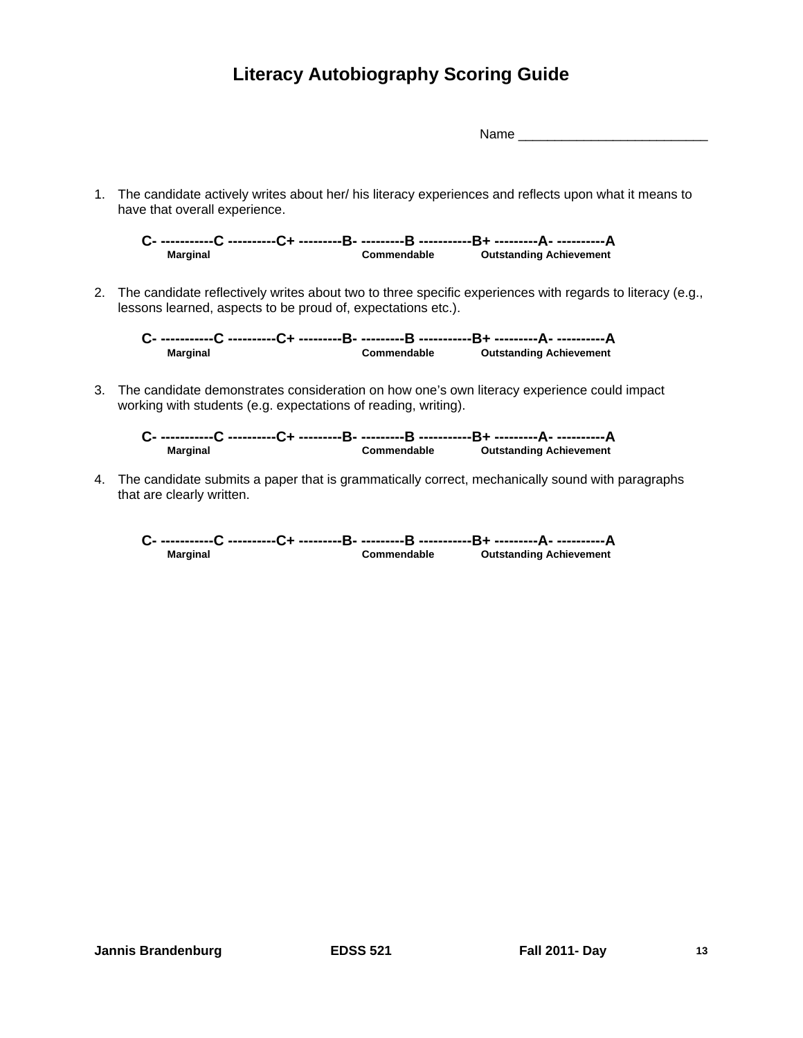# Literacy Autobiography Scoring Guide

Name ___________________________

1. The candidate actively writes about her/ his literacy experiences and reflects upon what it means to have that overall experience.

   **C- -----------C ----------C+ ---------B- ---------B -----------B+ ---------A- ----------A**
   **Marginal Commendable Outstanding Achievement**

2. The candidate reflectively writes about two to three specific experiences with regards to literacy (e.g., lessons learned, aspects to be proud of, expectations etc.).

   **C- -----------C ----------C+ ---------B- ---------B -----------B+ ---------A- ----------A**
   **Marginal Commendable Outstanding Achievement**

3. The candidate demonstrates consideration on how one's own literacy experience could impact working with students (e.g. expectations of reading, writing).

   **C- -----------C ----------C+ ---------B- ---------B -----------B+ ---------A- ----------A**
   **Marginal Commendable Outstanding Achievement**

4. The candidate submits a paper that is grammatically correct, mechanically sound with paragraphs that are clearly written.

   **C- -----------C ----------C+ ---------B- ---------B -----------B+ ---------A- ----------A**
   **Marginal Commendable Outstanding Achievement**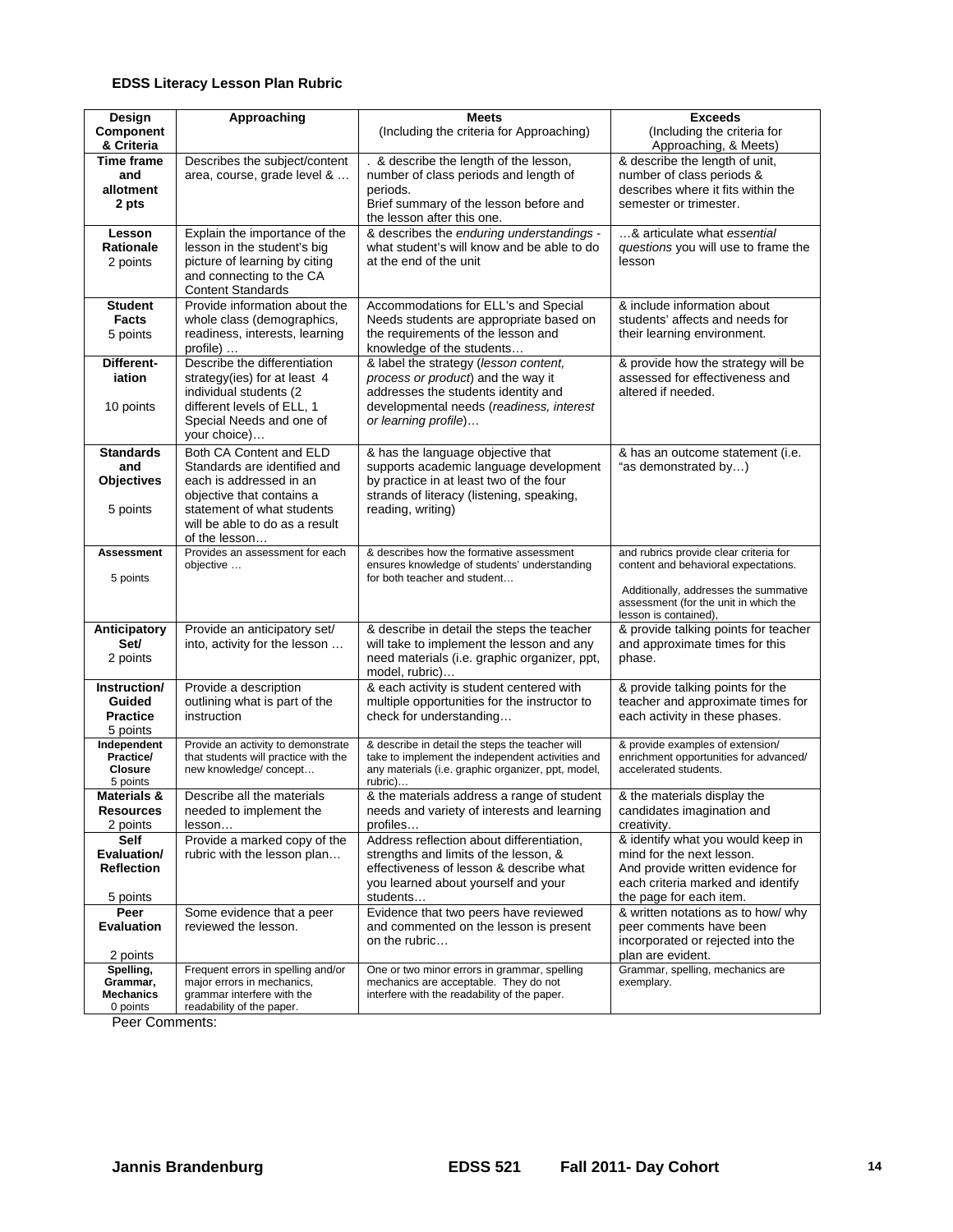**EDSS Literacy Lesson Plan Rubric**

| Design Component & Criteria | Approaching | Meets (Including the criteria for Approaching) | Exceeds (Including the criteria for Approaching, & Meets) |
|---|---|---|---|
| **Time frame and allotment** **2 pts** | Describes the subject/content area, course, grade level & … | . & describe the length of the lesson, number of class periods and length of periods. Brief summary of the lesson before and the lesson after this one. | & describe the length of unit, number of class periods & describes where it fits within the semester or trimester. |
| **Lesson Rationale** 2 points | Explain the importance of the lesson in the student's big picture of learning by citing and connecting to the CA Content Standards | & describes the *enduring understandings* - what student's will know and be able to do at the end of the unit | …& articulate what *essential questions* you will use to frame the lesson |
| **Student Facts** 5 points | Provide information about the whole class (demographics, readiness, interests, learning profile) … | Accommodations for ELL's and Special Needs students are appropriate based on the requirements of the lesson and knowledge of the students… | & include information about students' affects and needs for their learning environment. |
| **Different-iation** 10 points | Describe the differentiation strategy(ies) for at least 4 individual students (2 different levels of ELL, 1 Special Needs and one of your choice)… | & label the strategy (*lesson content, process or product*) and the way it addresses the students identity and developmental needs (*readiness, interest or learning profile*)… | & provide how the strategy will be assessed for effectiveness and altered if needed. |
| **Standards and Objectives** 5 points | Both CA Content and ELD Standards are identified and each is addressed in an objective that contains a statement of what students will be able to do as a result of the lesson… | & has the language objective that supports academic language development by practice in at least two of the four strands of literacy (listening, speaking, reading, writing) | & has an outcome statement (i.e. "as demonstrated by…) |
| **Assessment** 5 points | Provides an assessment for each objective … | & describes how the formative assessment ensures knowledge of students' understanding for both teacher and student… | and rubrics provide clear criteria for content and behavioral expectations. Additionally, addresses the summative assessment (for the unit in which the lesson is contained), |
| **Anticipatory Set/** 2 points | Provide an anticipatory set/ into, activity for the lesson … | & describe in detail the steps the teacher will take to implement the lesson and any need materials (i.e. graphic organizer, ppt, model, rubric)… | & provide talking points for teacher and approximate times for this phase. |
| **Instruction/ Guided Practice** 5 points | Provide a description outlining what is part of the instruction | & each activity is student centered with multiple opportunities for the instructor to check for understanding… | & provide talking points for the teacher and approximate times for each activity in these phases. |
| **Independent Practice/ Closure** 5 points | Provide an activity to demonstrate that students will practice with the new knowledge/ concept… | & describe in detail the steps the teacher will take to implement the independent activities and any materials (i.e. graphic organizer, ppt, model, rubric)… | & provide examples of extension/ enrichment opportunities for advanced/ accelerated students. |
| **Materials & Resources** 2 points | Describe all the materials needed to implement the lesson… | & the materials address a range of student needs and variety of interests and learning profiles… | & the materials display the candidates imagination and creativity. |
| **Self Evaluation/ Reflection** 5 points | Provide a marked copy of the rubric with the lesson plan… | Address reflection about differentiation, strengths and limits of the lesson, & effectiveness of lesson & describe what you learned about yourself and your students… | & identify what you would keep in mind for the next lesson. And provide written evidence for each criteria marked and identify the page for each item. |
| **Peer Evaluation** 2 points | Some evidence that a peer reviewed the lesson. | Evidence that two peers have reviewed and commented on the lesson is present on the rubric… | & written notations as to how/ why peer comments have been incorporated or rejected into the plan are evident. |
| **Spelling, Grammar, Mechanics** 0 points | Frequent errors in spelling and/or major errors in mechanics, grammar interfere with the readability of the paper. | One or two minor errors in grammar, spelling mechanics are acceptable. They do not interfere with the readability of the paper. | Grammar, spelling, mechanics are exemplary. |

Peer Comments: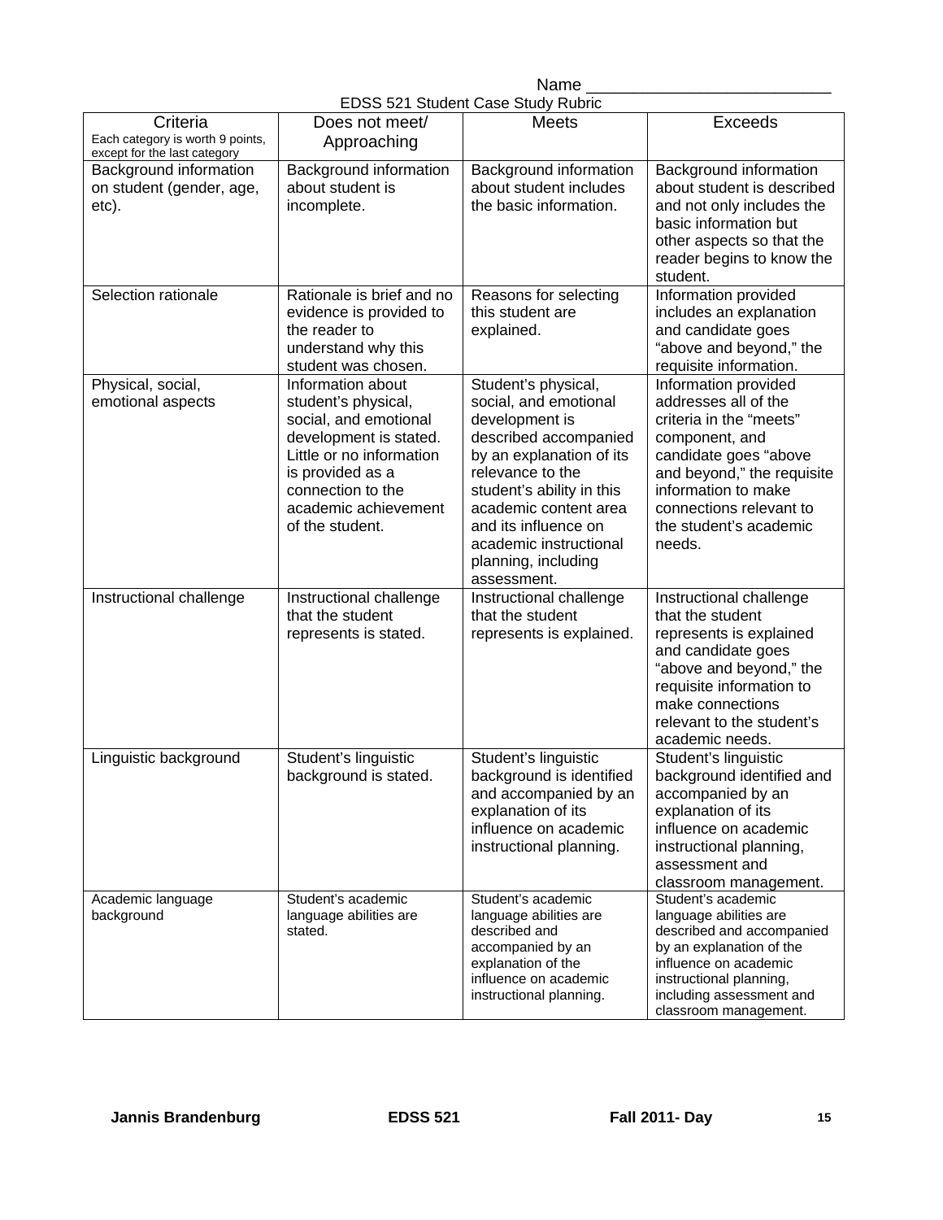Name ___________________________

EDSS 521 Student Case Study Rubric

| Criteria<br>Each category is worth 9 points, except for the last category | Does not meet/ Approaching | Meets | Exceeds |
|---|---|---|---|
| Background information on student (gender, age, etc). | Background information about student is incomplete. | Background information about student includes the basic information. | Background information about student is described and not only includes the basic information but other aspects so that the reader begins to know the student. |
| Selection rationale | Rationale is brief and no evidence is provided to the reader to understand why this student was chosen. | Reasons for selecting this student are explained. | Information provided includes an explanation and candidate goes "above and beyond," the requisite information. |
| Physical, social, emotional aspects | Information about student's physical, social, and emotional development is stated. Little or no information is provided as a connection to the academic achievement of the student. | Student's physical, social, and emotional development is described accompanied by an explanation of its relevance to the student's ability in this academic content area and its influence on academic instructional planning, including assessment. | Information provided addresses all of the criteria in the "meets" component, and candidate goes "above and beyond," the requisite information to make connections relevant to the student's academic needs. |
| Instructional challenge | Instructional challenge that the student represents is stated. | Instructional challenge that the student represents is explained. | Instructional challenge that the student represents is explained and candidate goes "above and beyond," the requisite information to make connections relevant to the student's academic needs. |
| Linguistic background | Student's linguistic background is stated. | Student's linguistic background is identified and accompanied by an explanation of its influence on academic instructional planning. | Student's linguistic background identified and accompanied by an explanation of its influence on academic instructional planning, assessment and classroom management. |
| Academic language background | Student's academic language abilities are stated. | Student's academic language abilities are described and accompanied by an explanation of the influence on academic instructional planning. | Student's academic language abilities are described and accompanied by an explanation of the influence on academic instructional planning, including assessment and classroom management. |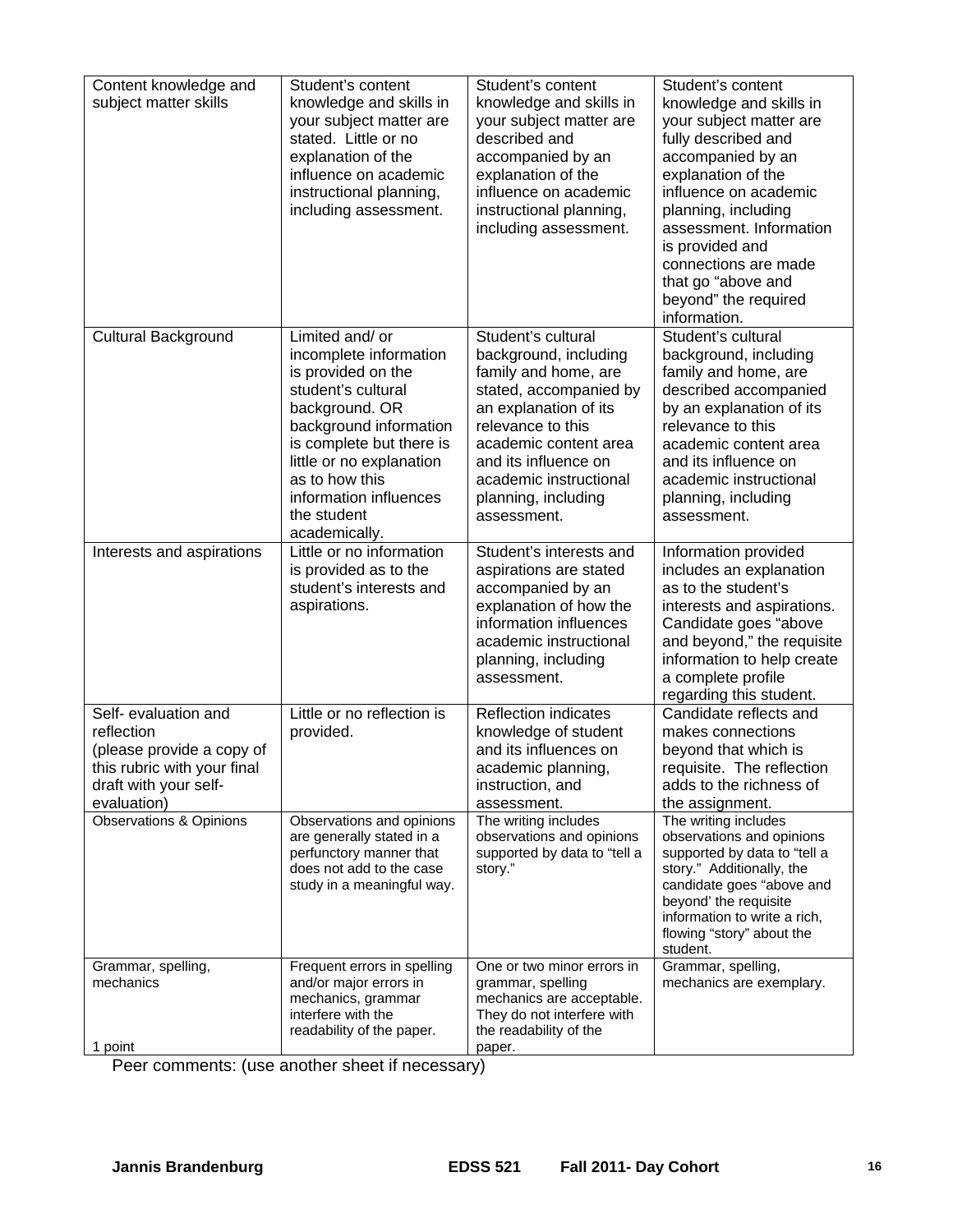| Content knowledge and subject matter skills | Student's content knowledge and skills in your subject matter are stated. Little or no explanation of the influence on academic instructional planning, including assessment. | Student's content knowledge and skills in your subject matter are described and accompanied by an explanation of the influence on academic instructional planning, including assessment. | Student's content knowledge and skills in your subject matter are fully described and accompanied by an explanation of the influence on academic planning, including assessment. Information is provided and connections are made that go "above and beyond" the required information. |
|---|---|---|---|
| Cultural Background | Limited and/ or incomplete information is provided on the student's cultural background. OR background information is complete but there is little or no explanation as to how this information influences the student academically. | Student's cultural background, including family and home, are stated, accompanied by an explanation of its relevance to this academic content area and its influence on academic instructional planning, including assessment. | Student's cultural background, including family and home, are described accompanied by an explanation of its relevance to this academic content area and its influence on academic instructional planning, including assessment. |
| Interests and aspirations | Little or no information is provided as to the student's interests and aspirations. | Student's interests and aspirations are stated accompanied by an explanation of how the information influences academic instructional planning, including assessment. | Information provided includes an explanation as to the student's interests and aspirations. Candidate goes "above and beyond," the requisite information to help create a complete profile regarding this student. |
| Self- evaluation and reflection (please provide a copy of this rubric with your final draft with your self-evaluation) | Little or no reflection is provided. | Reflection indicates knowledge of student and its influences on academic planning, instruction, and assessment. | Candidate reflects and makes connections beyond that which is requisite. The reflection adds to the richness of the assignment. |
| Observations & Opinions | Observations and opinions are generally stated in a perfunctory manner that does not add to the case study in a meaningful way. | The writing includes observations and opinions supported by data to "tell a story." | The writing includes observations and opinions supported by data to "tell a story." Additionally, the candidate goes "above and beyond' the requisite information to write a rich, flowing "story" about the student. |
| Grammar, spelling, mechanics<br><br>1 point | Frequent errors in spelling and/or major errors in mechanics, grammar interfere with the readability of the paper. | One or two minor errors in grammar, spelling mechanics are acceptable. They do not interfere with the readability of the paper. | Grammar, spelling, mechanics are exemplary. |

Peer comments: (use another sheet if necessary)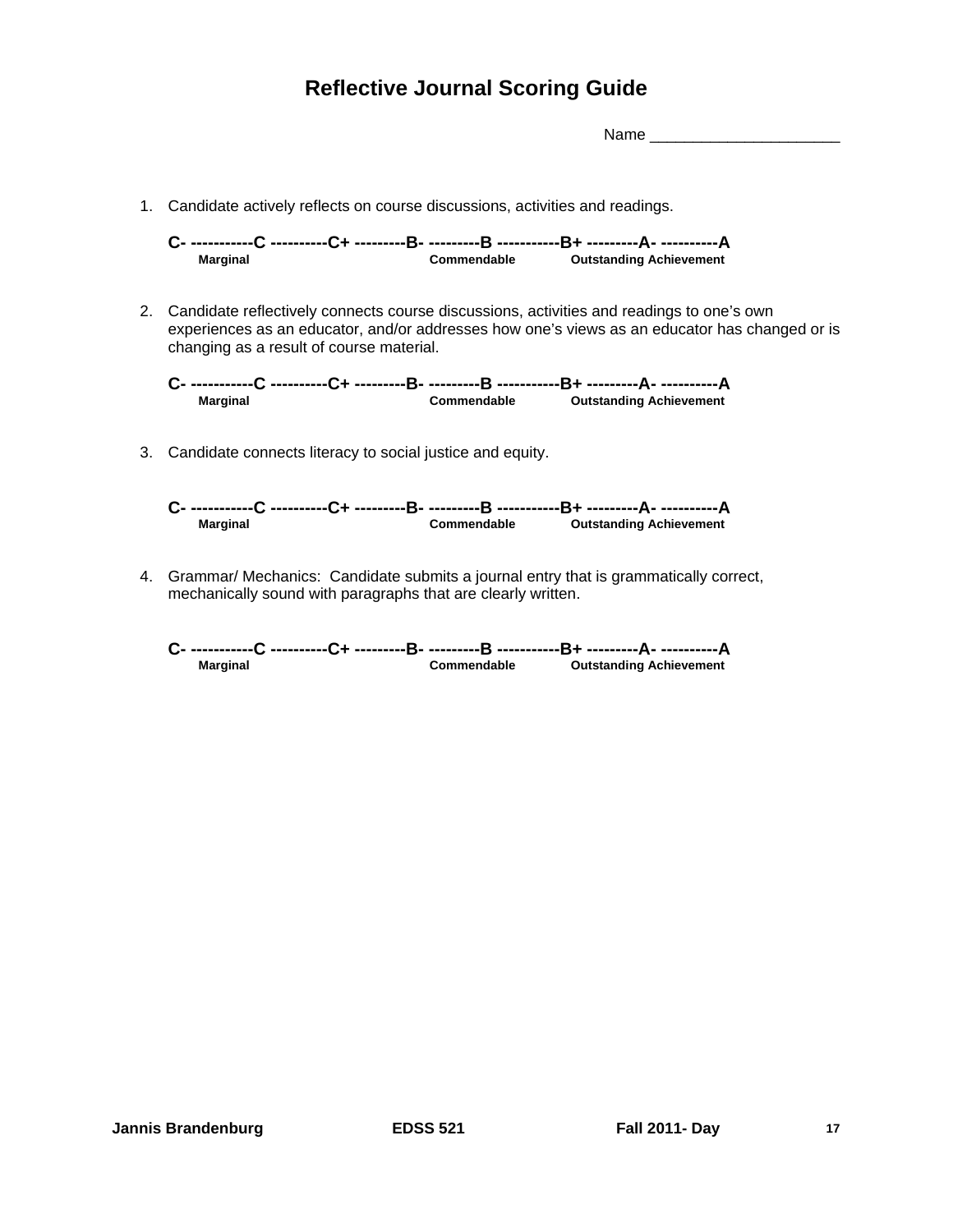# Reflective Journal Scoring Guide

Name ______________________

1. Candidate actively reflects on course discussions, activities and readings.

   **C- -----------C ----------C+ ---------B- ---------B -----------B+ ---------A- ----------A**
   **Marginal** **Commendable** **Outstanding Achievement**

2. Candidate reflectively connects course discussions, activities and readings to one's own experiences as an educator, and/or addresses how one's views as an educator has changed or is changing as a result of course material.

   **C- -----------C ----------C+ ---------B- ---------B -----------B+ ---------A- ----------A**
   **Marginal** **Commendable** **Outstanding Achievement**

3. Candidate connects literacy to social justice and equity.

   **C- -----------C ----------C+ ---------B- ---------B -----------B+ ---------A- ----------A**
   **Marginal** **Commendable** **Outstanding Achievement**

4. Grammar/ Mechanics: Candidate submits a journal entry that is grammatically correct, mechanically sound with paragraphs that are clearly written.

   **C- -----------C ----------C+ ---------B- ---------B -----------B+ ---------A- ----------A**
   **Marginal** **Commendable** **Outstanding Achievement**